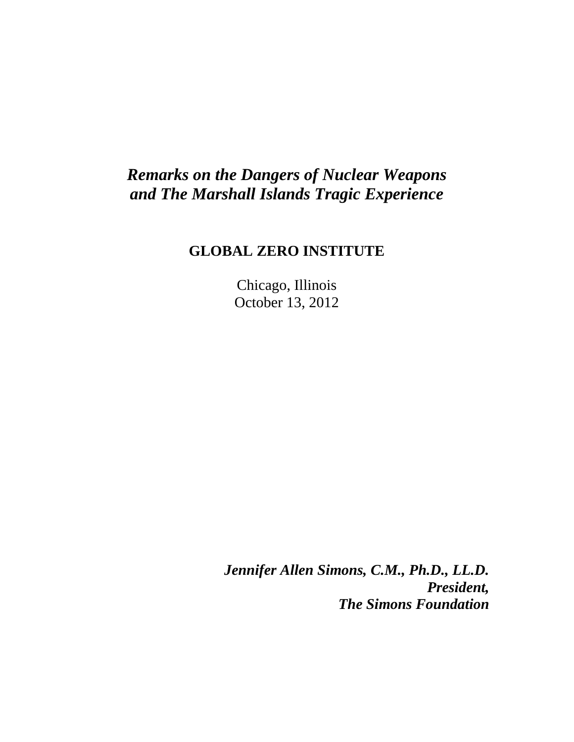# *Remarks on the Dangers of Nuclear Weapons and The Marshall Islands Tragic Experience*

**GLOBAL ZERO INSTITUTE**

Chicago, Illinois
October 13, 2012

***Jennifer Allen Simons, C.M., Ph.D., LL.D.***
***President,***
***The Simons Foundation***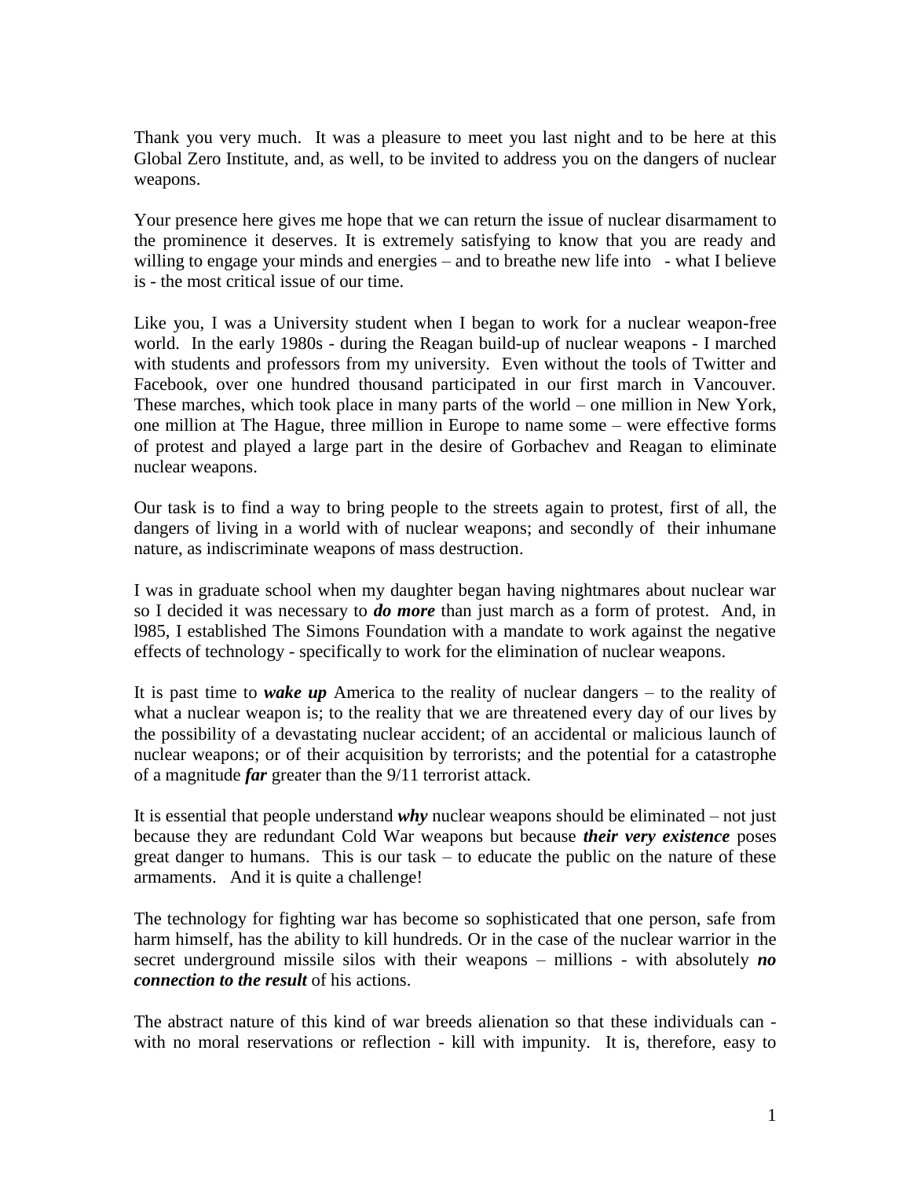Thank you very much. It was a pleasure to meet you last night and to be here at this Global Zero Institute, and, as well, to be invited to address you on the dangers of nuclear weapons.

Your presence here gives me hope that we can return the issue of nuclear disarmament to the prominence it deserves. It is extremely satisfying to know that you are ready and willing to engage your minds and energies – and to breathe new life into - what I believe is - the most critical issue of our time.

Like you, I was a University student when I began to work for a nuclear weapon-free world. In the early 1980s - during the Reagan build-up of nuclear weapons - I marched with students and professors from my university. Even without the tools of Twitter and Facebook, over one hundred thousand participated in our first march in Vancouver. These marches, which took place in many parts of the world – one million in New York, one million at The Hague, three million in Europe to name some – were effective forms of protest and played a large part in the desire of Gorbachev and Reagan to eliminate nuclear weapons.

Our task is to find a way to bring people to the streets again to protest, first of all, the dangers of living in a world with of nuclear weapons; and secondly of their inhumane nature, as indiscriminate weapons of mass destruction.

I was in graduate school when my daughter began having nightmares about nuclear war so I decided it was necessary to ***do more*** than just march as a form of protest. And, in l985, I established The Simons Foundation with a mandate to work against the negative effects of technology - specifically to work for the elimination of nuclear weapons.

It is past time to ***wake up*** America to the reality of nuclear dangers – to the reality of what a nuclear weapon is; to the reality that we are threatened every day of our lives by the possibility of a devastating nuclear accident; of an accidental or malicious launch of nuclear weapons; or of their acquisition by terrorists; and the potential for a catastrophe of a magnitude ***far*** greater than the 9/11 terrorist attack.

It is essential that people understand ***why*** nuclear weapons should be eliminated – not just because they are redundant Cold War weapons but because ***their very existence*** poses great danger to humans. This is our task – to educate the public on the nature of these armaments. And it is quite a challenge!

The technology for fighting war has become so sophisticated that one person, safe from harm himself, has the ability to kill hundreds. Or in the case of the nuclear warrior in the secret underground missile silos with their weapons – millions - with absolutely ***no connection to the result*** of his actions.

The abstract nature of this kind of war breeds alienation so that these individuals can - with no moral reservations or reflection - kill with impunity. It is, therefore, easy to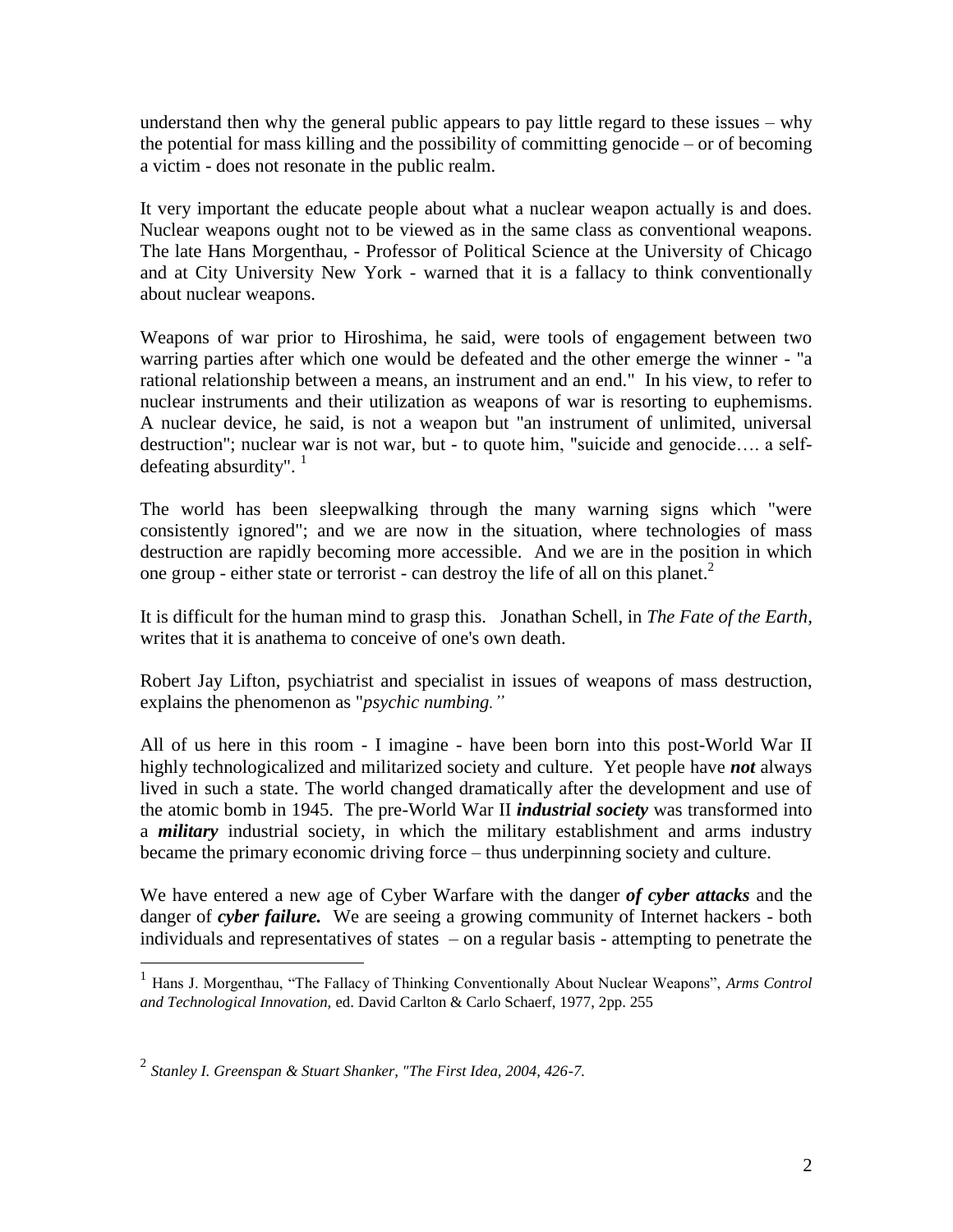understand then why the general public appears to pay little regard to these issues – why the potential for mass killing and the possibility of committing genocide – or of becoming a victim - does not resonate in the public realm.

It very important the educate people about what a nuclear weapon actually is and does. Nuclear weapons ought not to be viewed as in the same class as conventional weapons. The late Hans Morgenthau, - Professor of Political Science at the University of Chicago and at City University New York - warned that it is a fallacy to think conventionally about nuclear weapons.

Weapons of war prior to Hiroshima, he said, were tools of engagement between two warring parties after which one would be defeated and the other emerge the winner - "a rational relationship between a means, an instrument and an end." In his view, to refer to nuclear instruments and their utilization as weapons of war is resorting to euphemisms. A nuclear device, he said, is not a weapon but "an instrument of unlimited, universal destruction"; nuclear war is not war, but - to quote him, "suicide and genocide…. a self-defeating absurdity". [1]

The world has been sleepwalking through the many warning signs which "were consistently ignored"; and we are now in the situation, where technologies of mass destruction are rapidly becoming more accessible. And we are in the position in which one group - either state or terrorist - can destroy the life of all on this planet.[2]

It is difficult for the human mind to grasp this. Jonathan Schell, in *The Fate of the Earth*, writes that it is anathema to conceive of one's own death.

Robert Jay Lifton, psychiatrist and specialist in issues of weapons of mass destruction, explains the phenomenon as "*psychic numbing."*

All of us here in this room - I imagine - have been born into this post-World War II highly technologicalized and militarized society and culture. Yet people have ***not*** always lived in such a state. The world changed dramatically after the development and use of the atomic bomb in 1945. The pre-World War II ***industrial society*** was transformed into a ***military*** industrial society, in which the military establishment and arms industry became the primary economic driving force – thus underpinning society and culture.

We have entered a new age of Cyber Warfare with the danger ***of cyber attacks*** and the danger of ***cyber failure.*** We are seeing a growing community of Internet hackers - both individuals and representatives of states – on a regular basis - attempting to penetrate the

---

[1] Hans J. Morgenthau, "The Fallacy of Thinking Conventionally About Nuclear Weapons", *Arms Control and Technological Innovation,* ed. David Carlton & Carlo Schaerf, 1977, 2pp. 255

[2] *Stanley I. Greenspan & Stuart Shanker, "The First Idea, 2004, 426-7.*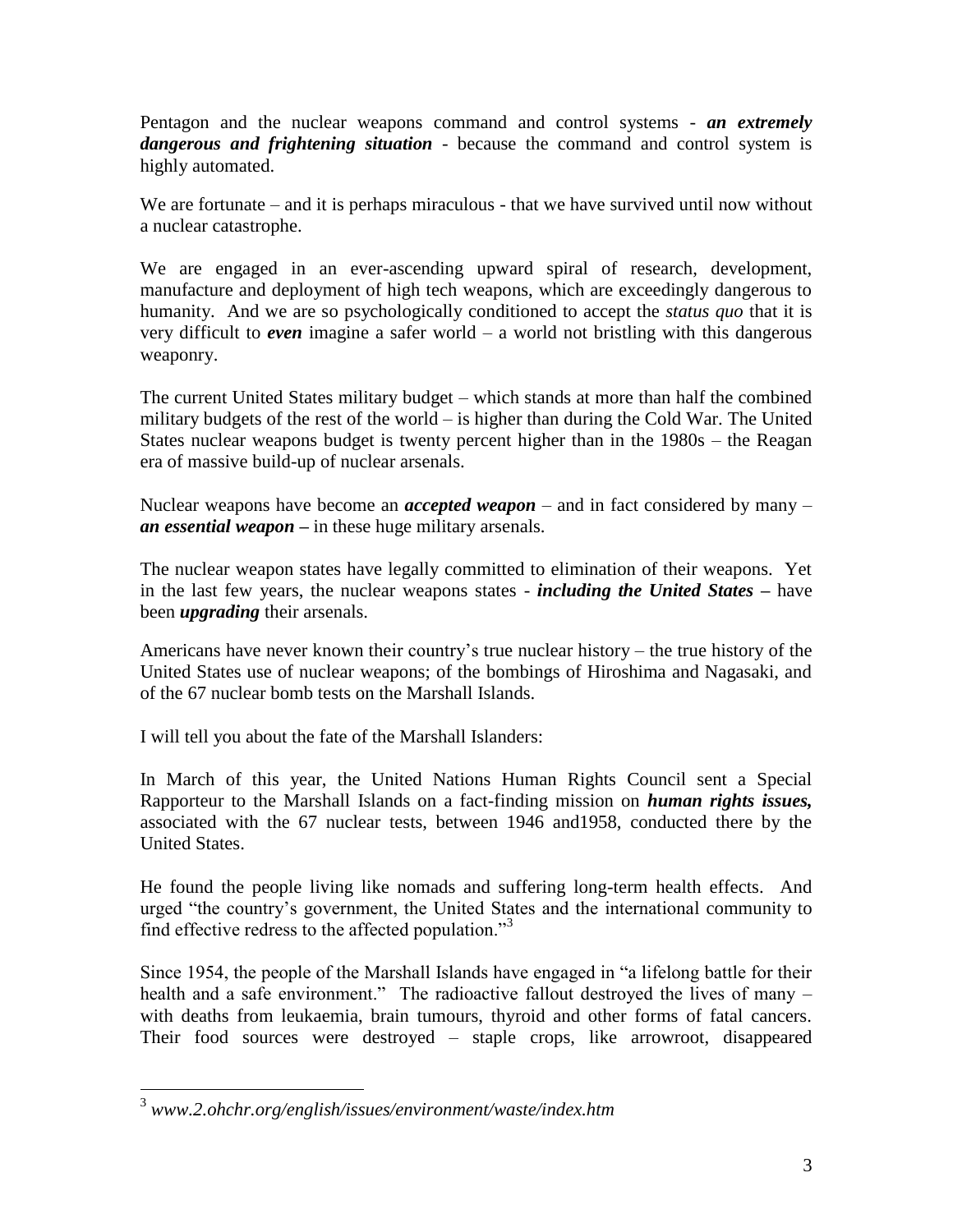Pentagon and the nuclear weapons command and control systems - ***an extremely dangerous and frightening situation*** - because the command and control system is highly automated.

We are fortunate – and it is perhaps miraculous - that we have survived until now without a nuclear catastrophe.

We are engaged in an ever-ascending upward spiral of research, development, manufacture and deployment of high tech weapons, which are exceedingly dangerous to humanity. And we are so psychologically conditioned to accept the *status quo* that it is very difficult to ***even*** imagine a safer world – a world not bristling with this dangerous weaponry.

The current United States military budget – which stands at more than half the combined military budgets of the rest of the world – is higher than during the Cold War. The United States nuclear weapons budget is twenty percent higher than in the 1980s – the Reagan era of massive build-up of nuclear arsenals.

Nuclear weapons have become an ***accepted weapon*** – and in fact considered by many – ***an essential weapon –*** in these huge military arsenals.

The nuclear weapon states have legally committed to elimination of their weapons. Yet in the last few years, the nuclear weapons states - ***including the United States –*** have been ***upgrading*** their arsenals.

Americans have never known their country's true nuclear history – the true history of the United States use of nuclear weapons; of the bombings of Hiroshima and Nagasaki, and of the 67 nuclear bomb tests on the Marshall Islands.

I will tell you about the fate of the Marshall Islanders:

In March of this year, the United Nations Human Rights Council sent a Special Rapporteur to the Marshall Islands on a fact-finding mission on ***human rights issues,*** associated with the 67 nuclear tests, between 1946 and1958, conducted there by the United States.

He found the people living like nomads and suffering long-term health effects. And urged "the country's government, the United States and the international community to find effective redress to the affected population."[3]

Since 1954, the people of the Marshall Islands have engaged in "a lifelong battle for their health and a safe environment." The radioactive fallout destroyed the lives of many – with deaths from leukaemia, brain tumours, thyroid and other forms of fatal cancers. Their food sources were destroyed – staple crops, like arrowroot, disappeared

[3] *www.2.ohchr.org/english/issues/environment/waste/index.htm*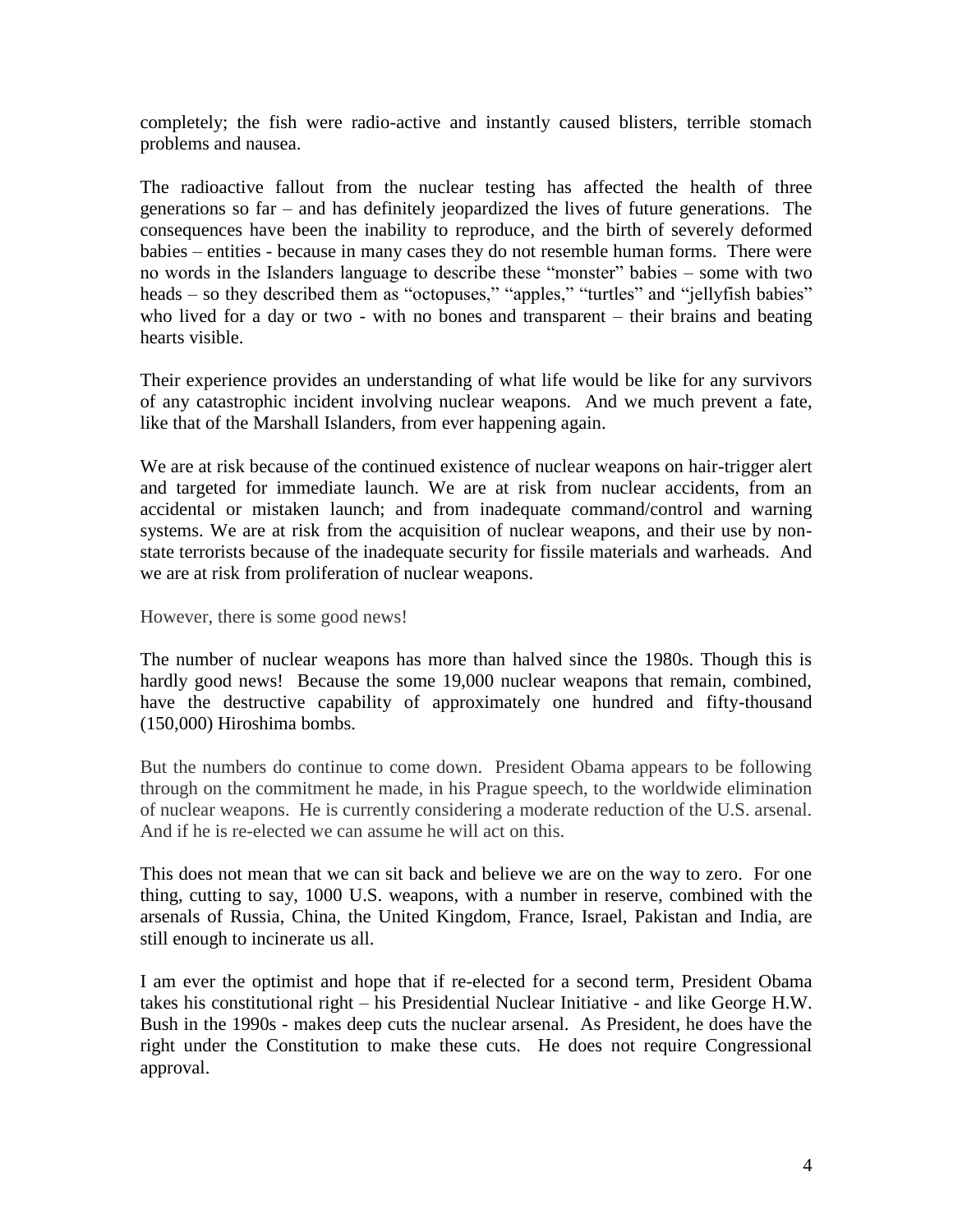completely; the fish were radio-active and instantly caused blisters, terrible stomach problems and nausea.

The radioactive fallout from the nuclear testing has affected the health of three generations so far – and has definitely jeopardized the lives of future generations. The consequences have been the inability to reproduce, and the birth of severely deformed babies – entities - because in many cases they do not resemble human forms. There were no words in the Islanders language to describe these "monster" babies – some with two heads – so they described them as "octopuses," "apples," "turtles" and "jellyfish babies" who lived for a day or two - with no bones and transparent – their brains and beating hearts visible.

Their experience provides an understanding of what life would be like for any survivors of any catastrophic incident involving nuclear weapons. And we much prevent a fate, like that of the Marshall Islanders, from ever happening again.

We are at risk because of the continued existence of nuclear weapons on hair-trigger alert and targeted for immediate launch. We are at risk from nuclear accidents, from an accidental or mistaken launch; and from inadequate command/control and warning systems. We are at risk from the acquisition of nuclear weapons, and their use by non-state terrorists because of the inadequate security for fissile materials and warheads. And we are at risk from proliferation of nuclear weapons.

However, there is some good news!

The number of nuclear weapons has more than halved since the 1980s. Though this is hardly good news! Because the some 19,000 nuclear weapons that remain, combined, have the destructive capability of approximately one hundred and fifty-thousand (150,000) Hiroshima bombs.

But the numbers do continue to come down. President Obama appears to be following through on the commitment he made, in his Prague speech, to the worldwide elimination of nuclear weapons. He is currently considering a moderate reduction of the U.S. arsenal. And if he is re-elected we can assume he will act on this.

This does not mean that we can sit back and believe we are on the way to zero. For one thing, cutting to say, 1000 U.S. weapons, with a number in reserve, combined with the arsenals of Russia, China, the United Kingdom, France, Israel, Pakistan and India, are still enough to incinerate us all.

I am ever the optimist and hope that if re-elected for a second term, President Obama takes his constitutional right – his Presidential Nuclear Initiative - and like George H.W. Bush in the 1990s - makes deep cuts the nuclear arsenal. As President, he does have the right under the Constitution to make these cuts. He does not require Congressional approval.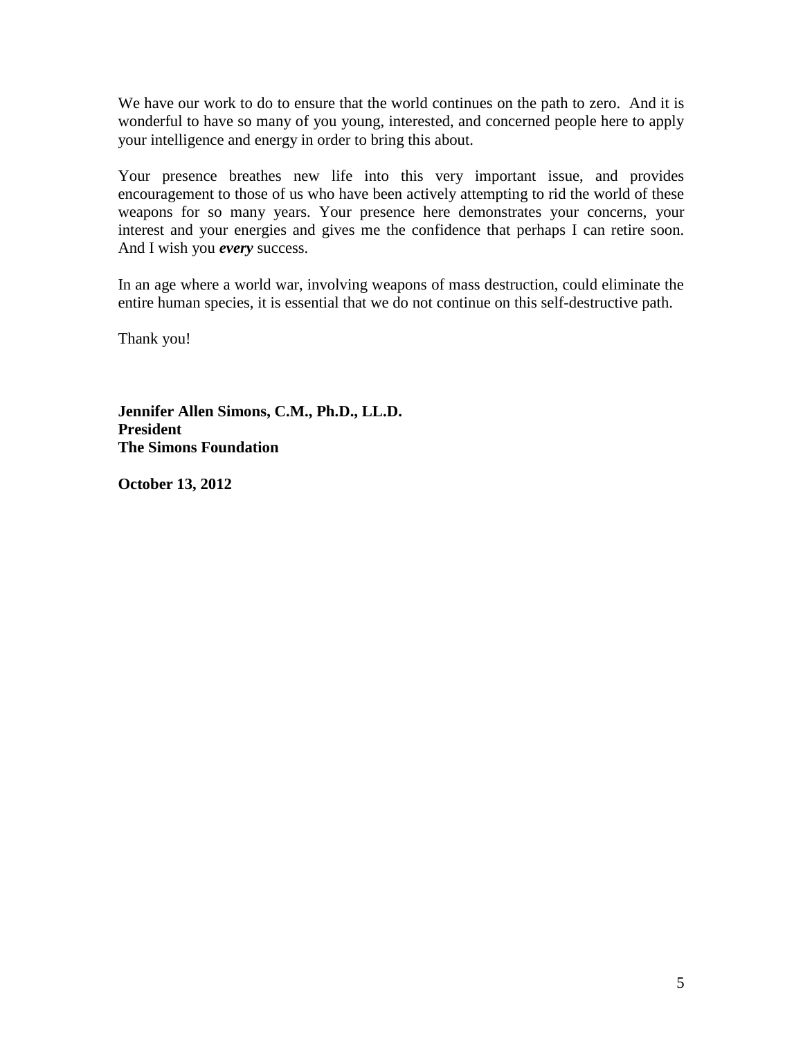We have our work to do to ensure that the world continues on the path to zero. And it is wonderful to have so many of you young, interested, and concerned people here to apply your intelligence and energy in order to bring this about.

Your presence breathes new life into this very important issue, and provides encouragement to those of us who have been actively attempting to rid the world of these weapons for so many years. Your presence here demonstrates your concerns, your interest and your energies and gives me the confidence that perhaps I can retire soon. And I wish you ***every*** success.

In an age where a world war, involving weapons of mass destruction, could eliminate the entire human species, it is essential that we do not continue on this self-destructive path.

Thank you!

**Jennifer Allen Simons, C.M., Ph.D., LL.D.**
**President**
**The Simons Foundation**

**October 13, 2012**